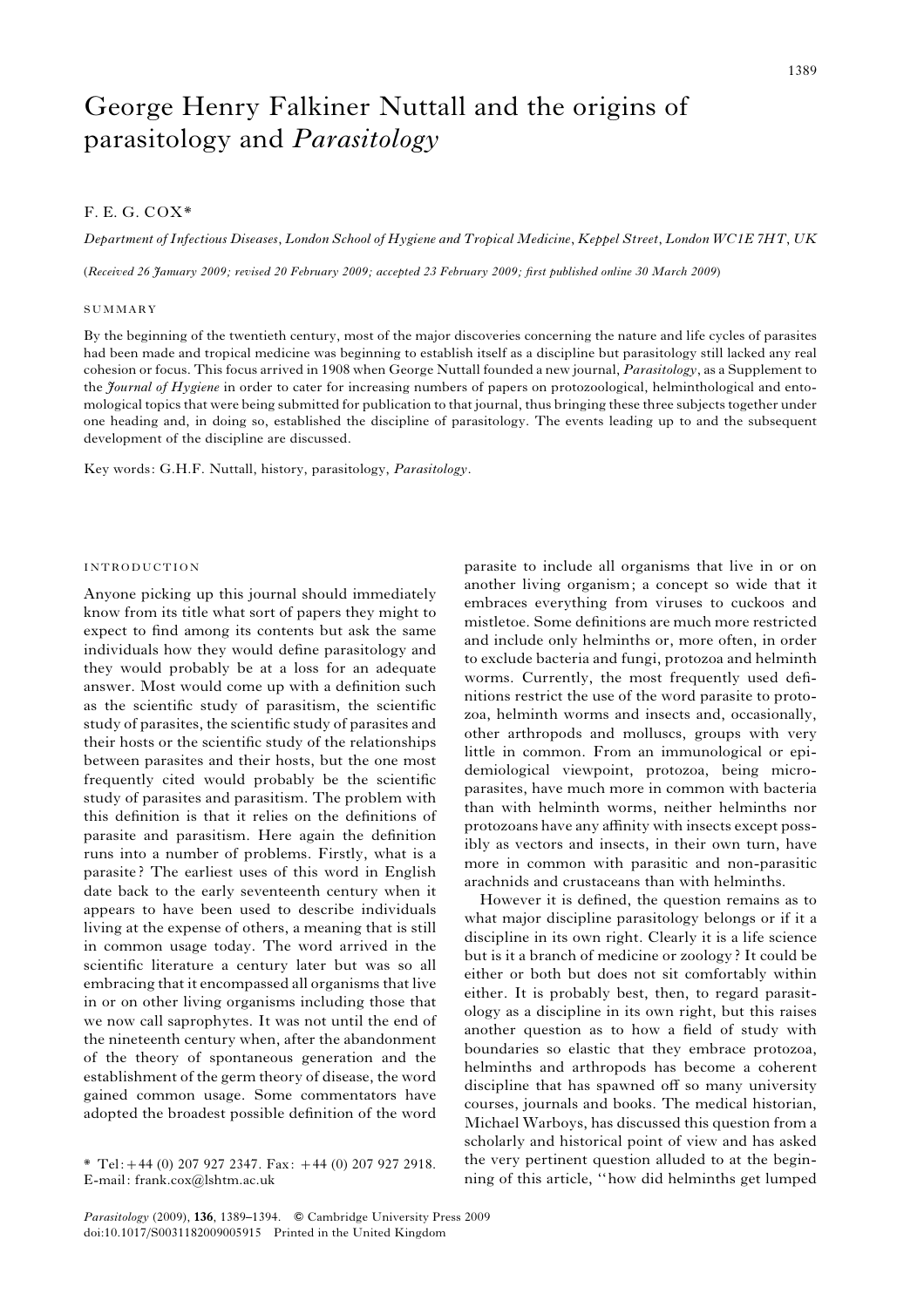# George Henry Falkiner Nuttall and the origins of parasitology and *Parasitology*

F. E. G. COX*

*Department of Infectious Diseases, London School of Hygiene and Tropical Medicine, Keppel Street, London WC1E 7HT, UK*

(*Received 26 January 2009; revised 20 February 2009; accepted 23 February 2009; first published online 30 March 2009*)

## SUMMARY

By the beginning of the twentieth century, most of the major discoveries concerning the nature and life cycles of parasites had been made and tropical medicine was beginning to establish itself as a discipline but parasitology still lacked any real cohesion or focus. This focus arrived in 1908 when George Nuttall founded a new journal, *Parasitology*, as a Supplement to the *Journal of Hygiene* in order to cater for increasing numbers of papers on protozoological, helminthological and entomological topics that were being submitted for publication to that journal, thus bringing these three subjects together under one heading and, in doing so, established the discipline of parasitology. The events leading up to and the subsequent development of the discipline are discussed.

Key words: G.H.F. Nuttall, history, parasitology, *Parasitology*.

## INTRODUCTION

Anyone picking up this journal should immediately know from its title what sort of papers they might to expect to find among its contents but ask the same individuals how they would define parasitology and they would probably be at a loss for an adequate answer. Most would come up with a definition such as the scientific study of parasitism, the scientific study of parasites, the scientific study of parasites and their hosts or the scientific study of the relationships between parasites and their hosts, but the one most frequently cited would probably be the scientific study of parasites and parasitism. The problem with this definition is that it relies on the definitions of parasite and parasitism. Here again the definition runs into a number of problems. Firstly, what is a parasite? The earliest uses of this word in English date back to the early seventeenth century when it appears to have been used to describe individuals living at the expense of others, a meaning that is still in common usage today. The word arrived in the scientific literature a century later but was so all embracing that it encompassed all organisms that live in or on other living organisms including those that we now call saprophytes. It was not until the end of the nineteenth century when, after the abandonment of the theory of spontaneous generation and the establishment of the germ theory of disease, the word gained common usage. Some commentators have adopted the broadest possible definition of the word parasite to include all organisms that live in or on another living organism; a concept so wide that it embraces everything from viruses to cuckoos and mistletoe. Some definitions are much more restricted and include only helminths or, more often, in order to exclude bacteria and fungi, protozoa and helminth worms. Currently, the most frequently used definitions restrict the use of the word parasite to protozoa, helminth worms and insects and, occasionally, other arthropods and molluscs, groups with very little in common. From an immunological or epidemiological viewpoint, protozoa, being microparasites, have much more in common with bacteria than with helminth worms, neither helminths nor protozoans have any affinity with insects except possibly as vectors and insects, in their own turn, have more in common with parasitic and non-parasitic arachnids and crustaceans than with helminths.

However it is defined, the question remains as to what major discipline parasitology belongs or if it a discipline in its own right. Clearly it is a life science but is it a branch of medicine or zoology? It could be either or both but does not sit comfortably within either. It is probably best, then, to regard parasitology as a discipline in its own right, but this raises another question as to how a field of study with boundaries so elastic that they embrace protozoa, helminths and arthropods has become a coherent discipline that has spawned off so many university courses, journals and books. The medical historian, Michael Warboys, has discussed this question from a scholarly and historical point of view and has asked the very pertinent question alluded to at the beginning of this article, ''how did helminths get lumped

\* Tel: +44 (0) 207 927 2347. Fax: +44 (0) 207 927 2918. E-mail: frank.cox@lshtm.ac.uk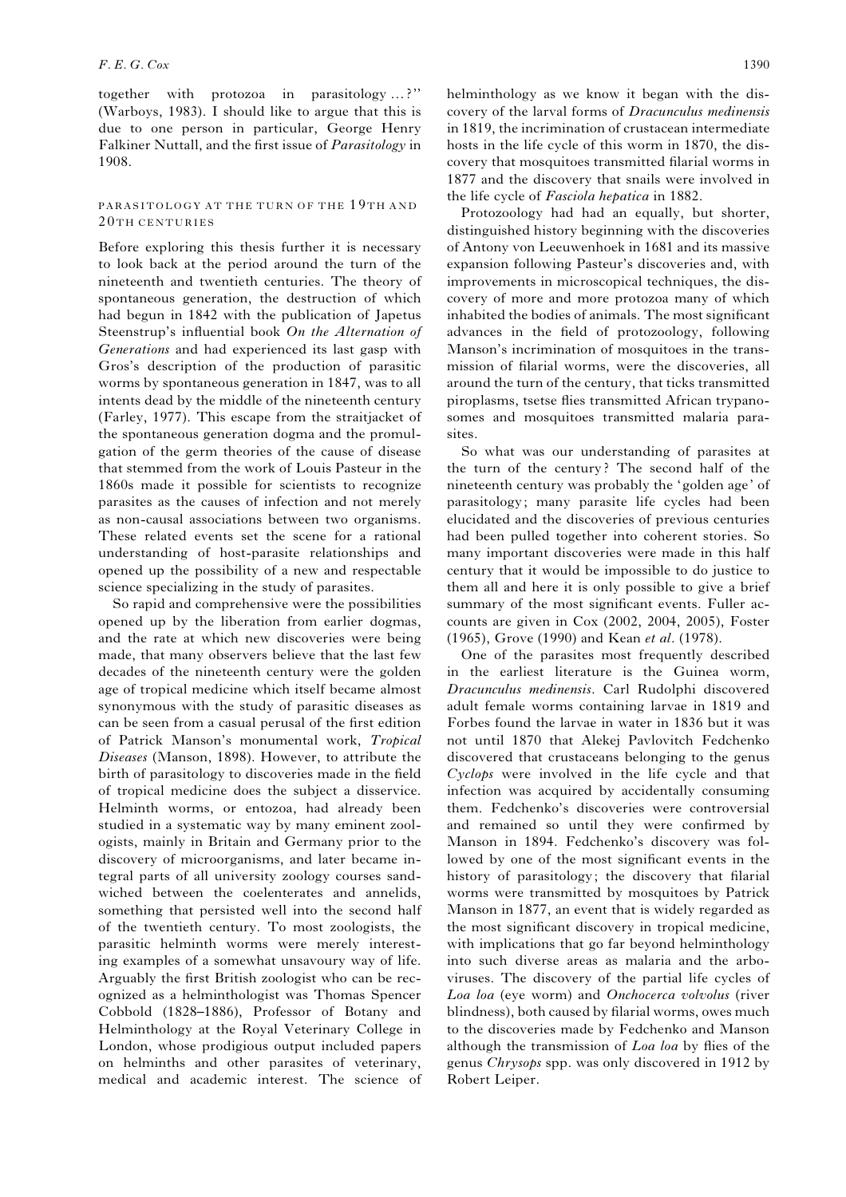together with protozoa in parasitology ...?" (Warboys, 1983). I should like to argue that this is due to one person in particular, George Henry Falkiner Nuttall, and the first issue of *Parasitology* in 1908.

## PARASITOLOGY AT THE TURN OF THE 19TH AND 20TH CENTURIES

Before exploring this thesis further it is necessary to look back at the period around the turn of the nineteenth and twentieth centuries. The theory of spontaneous generation, the destruction of which had begun in 1842 with the publication of Japetus Steenstrup's influential book *On the Alternation of Generations* and had experienced its last gasp with Gros's description of the production of parasitic worms by spontaneous generation in 1847, was to all intents dead by the middle of the nineteenth century (Farley, 1977). This escape from the straitjacket of the spontaneous generation dogma and the promulgation of the germ theories of the cause of disease that stemmed from the work of Louis Pasteur in the 1860s made it possible for scientists to recognize parasites as the causes of infection and not merely as non-causal associations between two organisms. These related events set the scene for a rational understanding of host-parasite relationships and opened up the possibility of a new and respectable science specializing in the study of parasites.

So rapid and comprehensive were the possibilities opened up by the liberation from earlier dogmas, and the rate at which new discoveries were being made, that many observers believe that the last few decades of the nineteenth century were the golden age of tropical medicine which itself became almost synonymous with the study of parasitic diseases as can be seen from a casual perusal of the first edition of Patrick Manson's monumental work, *Tropical Diseases* (Manson, 1898). However, to attribute the birth of parasitology to discoveries made in the field of tropical medicine does the subject a disservice. Helminth worms, or entozoa, had already been studied in a systematic way by many eminent zoologists, mainly in Britain and Germany prior to the discovery of microorganisms, and later became integral parts of all university zoology courses sandwiched between the coelenterates and annelids, something that persisted well into the second half of the twentieth century. To most zoologists, the parasitic helminth worms were merely interesting examples of a somewhat unsavoury way of life. Arguably the first British zoologist who can be recognized as a helminthologist was Thomas Spencer Cobbold (1828–1886), Professor of Botany and Helminthology at the Royal Veterinary College in London, whose prodigious output included papers on helminths and other parasites of veterinary, medical and academic interest. The science of helminthology as we know it began with the discovery of the larval forms of *Dracunculus medinensis* in 1819, the incrimination of crustacean intermediate hosts in the life cycle of this worm in 1870, the discovery that mosquitoes transmitted filarial worms in 1877 and the discovery that snails were involved in the life cycle of *Fasciola hepatica* in 1882.

Protozoology had had an equally, but shorter, distinguished history beginning with the discoveries of Antony von Leeuwenhoek in 1681 and its massive expansion following Pasteur's discoveries and, with improvements in microscopical techniques, the discovery of more and more protozoa many of which inhabited the bodies of animals. The most significant advances in the field of protozoology, following Manson's incrimination of mosquitoes in the transmission of filarial worms, were the discoveries, all around the turn of the century, that ticks transmitted piroplasms, tsetse flies transmitted African trypanosomes and mosquitoes transmitted malaria parasites.

So what was our understanding of parasites at the turn of the century? The second half of the nineteenth century was probably the 'golden age' of parasitology; many parasite life cycles had been elucidated and the discoveries of previous centuries had been pulled together into coherent stories. So many important discoveries were made in this half century that it would be impossible to do justice to them all and here it is only possible to give a brief summary of the most significant events. Fuller accounts are given in Cox (2002, 2004, 2005), Foster (1965), Grove (1990) and Kean *et al*. (1978).

One of the parasites most frequently described in the earliest literature is the Guinea worm, *Dracunculus medinensis*. Carl Rudolphi discovered adult female worms containing larvae in 1819 and Forbes found the larvae in water in 1836 but it was not until 1870 that Alekej Pavlovitch Fedchenko discovered that crustaceans belonging to the genus *Cyclops* were involved in the life cycle and that infection was acquired by accidentally consuming them. Fedchenko's discoveries were controversial and remained so until they were confirmed by Manson in 1894. Fedchenko's discovery was followed by one of the most significant events in the history of parasitology; the discovery that filarial worms were transmitted by mosquitoes by Patrick Manson in 1877, an event that is widely regarded as the most significant discovery in tropical medicine, with implications that go far beyond helminthology into such diverse areas as malaria and the arboviruses. The discovery of the partial life cycles of *Loa loa* (eye worm) and *Onchocerca volvolus* (river blindness), both caused by filarial worms, owes much to the discoveries made by Fedchenko and Manson although the transmission of *Loa loa* by flies of the genus *Chrysops* spp. was only discovered in 1912 by Robert Leiper.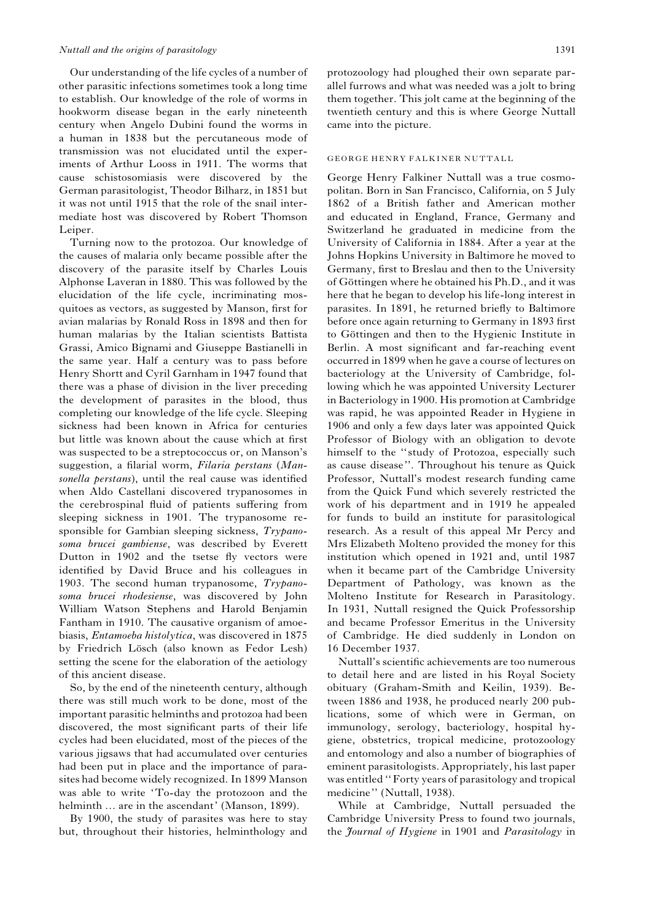Our understanding of the life cycles of a number of other parasitic infections sometimes took a long time to establish. Our knowledge of the role of worms in hookworm disease began in the early nineteenth century when Angelo Dubini found the worms in a human in 1838 but the percutaneous mode of transmission was not elucidated until the experiments of Arthur Looss in 1911. The worms that cause schistosomiasis were discovered by the German parasitologist, Theodor Bilharz, in 1851 but it was not until 1915 that the role of the snail intermediate host was discovered by Robert Thomson Leiper.

Turning now to the protozoa. Our knowledge of the causes of malaria only became possible after the discovery of the parasite itself by Charles Louis Alphonse Laveran in 1880. This was followed by the elucidation of the life cycle, incriminating mosquitoes as vectors, as suggested by Manson, first for avian malarias by Ronald Ross in 1898 and then for human malarias by the Italian scientists Battista Grassi, Amico Bignami and Giuseppe Bastianelli in the same year. Half a century was to pass before Henry Shortt and Cyril Garnham in 1947 found that there was a phase of division in the liver preceding the development of parasites in the blood, thus completing our knowledge of the life cycle. Sleeping sickness had been known in Africa for centuries but little was known about the cause which at first was suspected to be a streptococcus or, on Manson's suggestion, a filarial worm, *Filaria perstans* (*Mansonella perstans*), until the real cause was identified when Aldo Castellani discovered trypanosomes in the cerebrospinal fluid of patients suffering from sleeping sickness in 1901. The trypanosome responsible for Gambian sleeping sickness, *Trypanosoma brucei gambiense*, was described by Everett Dutton in 1902 and the tsetse fly vectors were identified by David Bruce and his colleagues in 1903. The second human trypanosome, *Trypanosoma brucei rhodesiense*, was discovered by John William Watson Stephens and Harold Benjamin Fantham in 1910. The causative organism of amoebiasis, *Entamoeba histolytica*, was discovered in 1875 by Friedrich Lösch (also known as Fedor Lesh) setting the scene for the elaboration of the aetiology of this ancient disease.

So, by the end of the nineteenth century, although there was still much work to be done, most of the important parasitic helminths and protozoa had been discovered, the most significant parts of their life cycles had been elucidated, most of the pieces of the various jigsaws that had accumulated over centuries had been put in place and the importance of parasites had become widely recognized. In 1899 Manson was able to write 'To-day the protozoon and the helminth … are in the ascendant' (Manson, 1899).

By 1900, the study of parasites was here to stay but, throughout their histories, helminthology and protozoology had ploughed their own separate parallel furrows and what was needed was a jolt to bring them together. This jolt came at the beginning of the twentieth century and this is where George Nuttall came into the picture.

## GEORGE HENRY FALKINER NUTTALL

George Henry Falkiner Nuttall was a true cosmopolitan. Born in San Francisco, California, on 5 July 1862 of a British father and American mother and educated in England, France, Germany and Switzerland he graduated in medicine from the University of California in 1884. After a year at the Johns Hopkins University in Baltimore he moved to Germany, first to Breslau and then to the University of Göttingen where he obtained his Ph.D., and it was here that he began to develop his life-long interest in parasites. In 1891, he returned briefly to Baltimore before once again returning to Germany in 1893 first to Göttingen and then to the Hygienic Institute in Berlin. A most significant and far-reaching event occurred in 1899 when he gave a course of lectures on bacteriology at the University of Cambridge, following which he was appointed University Lecturer in Bacteriology in 1900. His promotion at Cambridge was rapid, he was appointed Reader in Hygiene in 1906 and only a few days later was appointed Quick Professor of Biology with an obligation to devote himself to the "study of Protozoa, especially such as cause disease". Throughout his tenure as Quick Professor, Nuttall's modest research funding came from the Quick Fund which severely restricted the work of his department and in 1919 he appealed for funds to build an institute for parasitological research. As a result of this appeal Mr Percy and Mrs Elizabeth Molteno provided the money for this institution which opened in 1921 and, until 1987 when it became part of the Cambridge University Department of Pathology, was known as the Molteno Institute for Research in Parasitology. In 1931, Nuttall resigned the Quick Professorship and became Professor Emeritus in the University of Cambridge. He died suddenly in London on 16 December 1937.

Nuttall's scientific achievements are too numerous to detail here and are listed in his Royal Society obituary (Graham-Smith and Keilin, 1939). Between 1886 and 1938, he produced nearly 200 publications, some of which were in German, on immunology, serology, bacteriology, hospital hygiene, obstetrics, tropical medicine, protozoology and entomology and also a number of biographies of eminent parasitologists. Appropriately, his last paper was entitled "Forty years of parasitology and tropical medicine" (Nuttall, 1938).

While at Cambridge, Nuttall persuaded the Cambridge University Press to found two journals, the *Journal of Hygiene* in 1901 and *Parasitology* in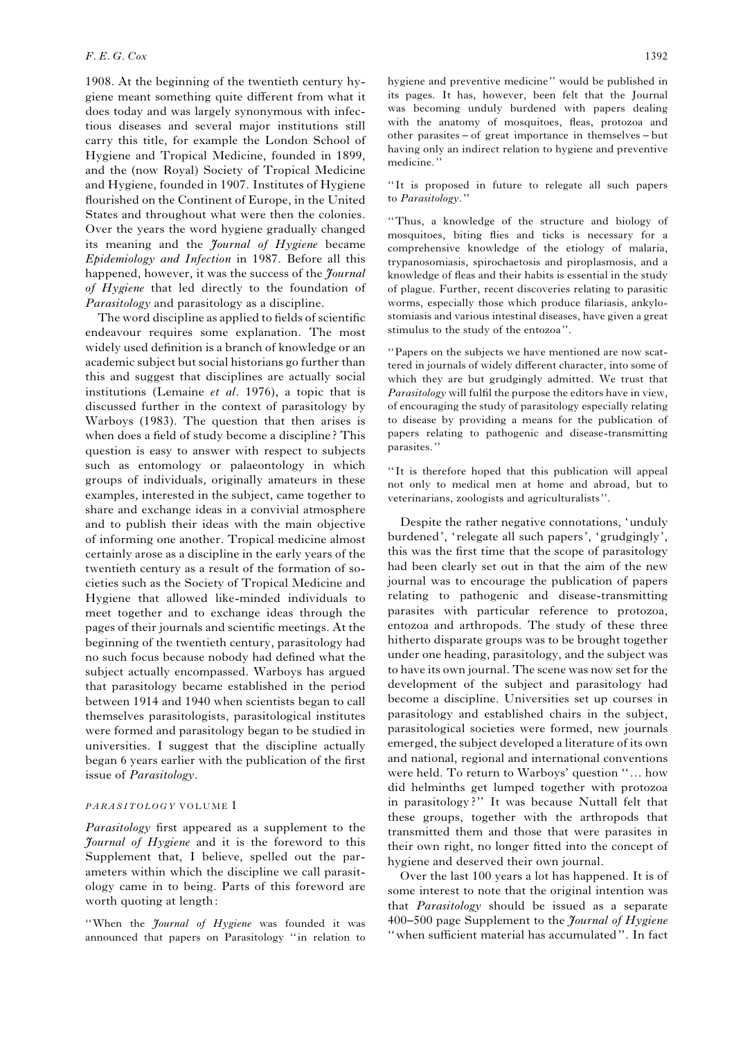1908. At the beginning of the twentieth century hygiene meant something quite different from what it does today and was largely synonymous with infectious diseases and several major institutions still carry this title, for example the London School of Hygiene and Tropical Medicine, founded in 1899, and the (now Royal) Society of Tropical Medicine and Hygiene, founded in 1907. Institutes of Hygiene flourished on the Continent of Europe, in the United States and throughout what were then the colonies. Over the years the word hygiene gradually changed its meaning and the *Journal of Hygiene* became *Epidemiology and Infection* in 1987. Before all this happened, however, it was the success of the *Journal of Hygiene* that led directly to the foundation of *Parasitology* and parasitology as a discipline.

The word discipline as applied to fields of scientific endeavour requires some explanation. The most widely used definition is a branch of knowledge or an academic subject but social historians go further than this and suggest that disciplines are actually social institutions (Lemaine *et al*. 1976), a topic that is discussed further in the context of parasitology by Warboys (1983). The question that then arises is when does a field of study become a discipline? This question is easy to answer with respect to subjects such as entomology or palaeontology in which groups of individuals, originally amateurs in these examples, interested in the subject, came together to share and exchange ideas in a convivial atmosphere and to publish their ideas with the main objective of informing one another. Tropical medicine almost certainly arose as a discipline in the early years of the twentieth century as a result of the formation of societies such as the Society of Tropical Medicine and Hygiene that allowed like-minded individuals to meet together and to exchange ideas through the pages of their journals and scientific meetings. At the beginning of the twentieth century, parasitology had no such focus because nobody had defined what the subject actually encompassed. Warboys has argued that parasitology became established in the period between 1914 and 1940 when scientists began to call themselves parasitologists, parasitological institutes were formed and parasitology began to be studied in universities. I suggest that the discipline actually began 6 years earlier with the publication of the first issue of *Parasitology*.

## PARASITOLOGY VOLUME 1

*Parasitology* first appeared as a supplement to the *Journal of Hygiene* and it is the foreword to this Supplement that, I believe, spelled out the parameters within which the discipline we call parasitology came in to being. Parts of this foreword are worth quoting at length:

> "When the *Journal of Hygiene* was founded it was announced that papers on Parasitology "in relation to hygiene and preventive medicine" would be published in its pages. It has, however, been felt that the Journal was becoming unduly burdened with papers dealing with the anatomy of mosquitoes, fleas, protozoa and other parasites – of great importance in themselves – but having only an indirect relation to hygiene and preventive medicine."
>
> "It is proposed in future to relegate all such papers to *Parasitology*."
>
> "Thus, a knowledge of the structure and biology of mosquitoes, biting flies and ticks is necessary for a comprehensive knowledge of the etiology of malaria, trypanosomiasis, spirochaetosis and piroplasmosis, and a knowledge of fleas and their habits is essential in the study of plague. Further, recent discoveries relating to parasitic worms, especially those which produce filariasis, ankylostomiasis and various intestinal diseases, have given a great stimulus to the study of the entozoa".
>
> "Papers on the subjects we have mentioned are now scattered in journals of widely different character, into some of which they are but grudgingly admitted. We trust that *Parasitology* will fulfil the purpose the editors have in view, of encouraging the study of parasitology especially relating to disease by providing a means for the publication of papers relating to pathogenic and disease-transmitting parasites."
>
> "It is therefore hoped that this publication will appeal not only to medical men at home and abroad, but to veterinarians, zoologists and agriculturalists".

Despite the rather negative connotations, 'unduly burdened', 'relegate all such papers', 'grudgingly', this was the first time that the scope of parasitology had been clearly set out in that the aim of the new journal was to encourage the publication of papers relating to pathogenic and disease-transmitting parasites with particular reference to protozoa, entozoa and arthropods. The study of these three hitherto disparate groups was to be brought together under one heading, parasitology, and the subject was to have its own journal. The scene was now set for the development of the subject and parasitology had become a discipline. Universities set up courses in parasitology and established chairs in the subject, parasitological societies were formed, new journals emerged, the subject developed a literature of its own and national, regional and international conventions were held. To return to Warboys' question "... how did helminths get lumped together with protozoa in parasitology?" It was because Nuttall felt that these groups, together with the arthropods that transmitted them and those that were parasites in their own right, no longer fitted into the concept of hygiene and deserved their own journal.

Over the last 100 years a lot has happened. It is of some interest to note that the original intention was that *Parasitology* should be issued as a separate 400–500 page Supplement to the *Journal of Hygiene* "when sufficient material has accumulated". In fact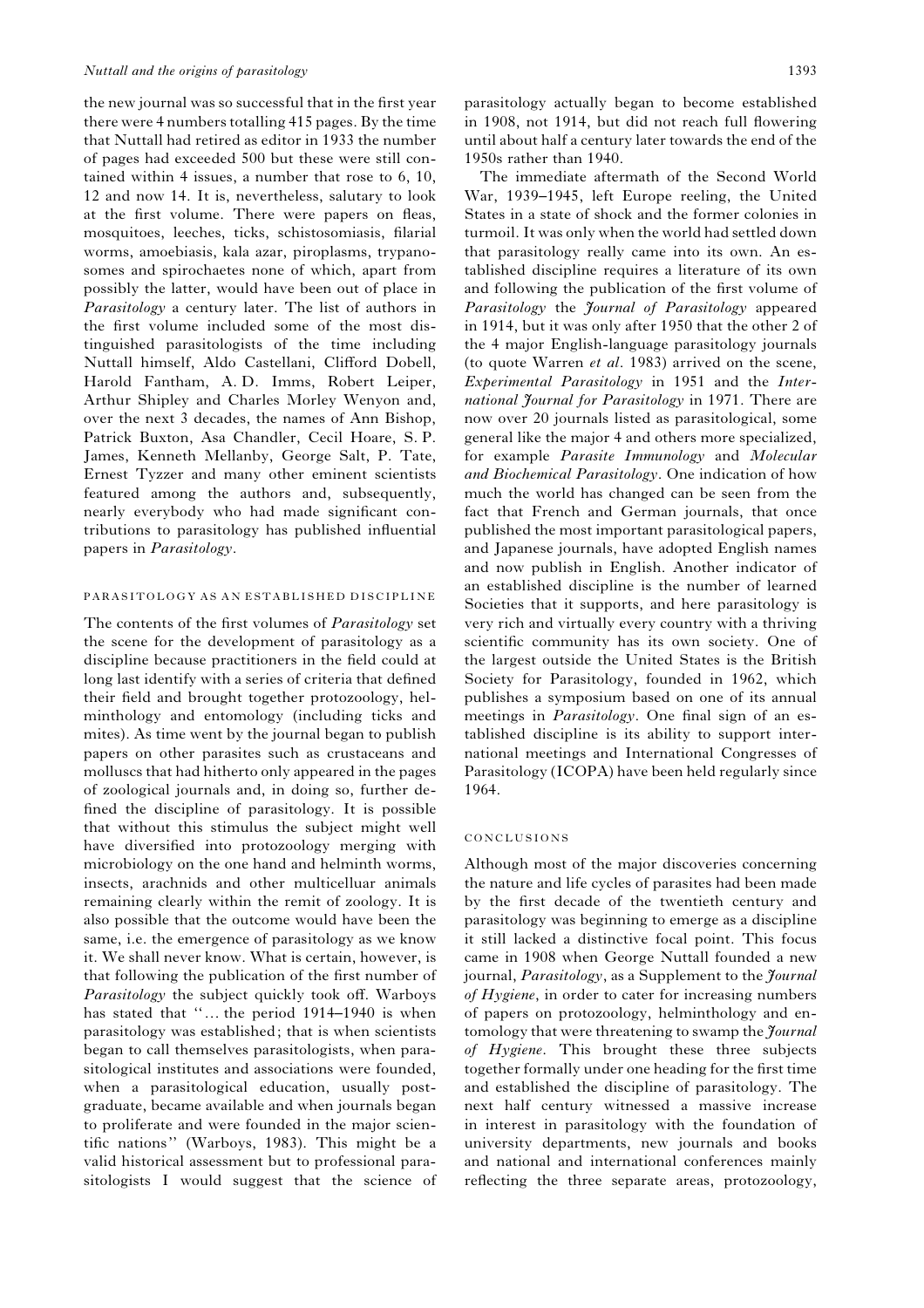the new journal was so successful that in the first year there were 4 numbers totalling 415 pages. By the time that Nuttall had retired as editor in 1933 the number of pages had exceeded 500 but these were still contained within 4 issues, a number that rose to 6, 10, 12 and now 14. It is, nevertheless, salutary to look at the first volume. There were papers on fleas, mosquitoes, leeches, ticks, schistosomiasis, filarial worms, amoebiasis, kala azar, piroplasms, trypanosomes and spirochaetes none of which, apart from possibly the latter, would have been out of place in *Parasitology* a century later. The list of authors in the first volume included some of the most distinguished parasitologists of the time including Nuttall himself, Aldo Castellani, Clifford Dobell, Harold Fantham, A. D. Imms, Robert Leiper, Arthur Shipley and Charles Morley Wenyon and, over the next 3 decades, the names of Ann Bishop, Patrick Buxton, Asa Chandler, Cecil Hoare, S. P. James, Kenneth Mellanby, George Salt, P. Tate, Ernest Tyzzer and many other eminent scientists featured among the authors and, subsequently, nearly everybody who had made significant contributions to parasitology has published influential papers in *Parasitology*.

## PARASITOLOGY AS AN ESTABLISHED DISCIPLINE

The contents of the first volumes of *Parasitology* set the scene for the development of parasitology as a discipline because practitioners in the field could at long last identify with a series of criteria that defined their field and brought together protozoology, helminthology and entomology (including ticks and mites). As time went by the journal began to publish papers on other parasites such as crustaceans and molluscs that had hitherto only appeared in the pages of zoological journals and, in doing so, further defined the discipline of parasitology. It is possible that without this stimulus the subject might well have diversified into protozoology merging with microbiology on the one hand and helminth worms, insects, arachnids and other multicelluar animals remaining clearly within the remit of zoology. It is also possible that the outcome would have been the same, i.e. the emergence of parasitology as we know it. We shall never know. What is certain, however, is that following the publication of the first number of *Parasitology* the subject quickly took off. Warboys has stated that "… the period 1914–1940 is when parasitology was established; that is when scientists began to call themselves parasitologists, when parasitological institutes and associations were founded, when a parasitological education, usually postgraduate, became available and when journals began to proliferate and were founded in the major scientific nations" (Warboys, 1983). This might be a valid historical assessment but to professional parasitologists I would suggest that the science of parasitology actually began to become established in 1908, not 1914, but did not reach full flowering until about half a century later towards the end of the 1950s rather than 1940.

The immediate aftermath of the Second World War, 1939–1945, left Europe reeling, the United States in a state of shock and the former colonies in turmoil. It was only when the world had settled down that parasitology really came into its own. An established discipline requires a literature of its own and following the publication of the first volume of *Parasitology* the *Journal of Parasitology* appeared in 1914, but it was only after 1950 that the other 2 of the 4 major English-language parasitology journals (to quote Warren *et al*. 1983) arrived on the scene, *Experimental Parasitology* in 1951 and the *International Journal for Parasitology* in 1971. There are now over 20 journals listed as parasitological, some general like the major 4 and others more specialized, for example *Parasite Immunology* and *Molecular and Biochemical Parasitology*. One indication of how much the world has changed can be seen from the fact that French and German journals, that once published the most important parasitological papers, and Japanese journals, have adopted English names and now publish in English. Another indicator of an established discipline is the number of learned Societies that it supports, and here parasitology is very rich and virtually every country with a thriving scientific community has its own society. One of the largest outside the United States is the British Society for Parasitology, founded in 1962, which publishes a symposium based on one of its annual meetings in *Parasitology*. One final sign of an established discipline is its ability to support international meetings and International Congresses of Parasitology (ICOPA) have been held regularly since 1964.

## CONCLUSIONS

Although most of the major discoveries concerning the nature and life cycles of parasites had been made by the first decade of the twentieth century and parasitology was beginning to emerge as a discipline it still lacked a distinctive focal point. This focus came in 1908 when George Nuttall founded a new journal, *Parasitology*, as a Supplement to the *Journal of Hygiene*, in order to cater for increasing numbers of papers on protozoology, helminthology and entomology that were threatening to swamp the *Journal of Hygiene*. This brought these three subjects together formally under one heading for the first time and established the discipline of parasitology. The next half century witnessed a massive increase in interest in parasitology with the foundation of university departments, new journals and books and national and international conferences mainly reflecting the three separate areas, protozoology,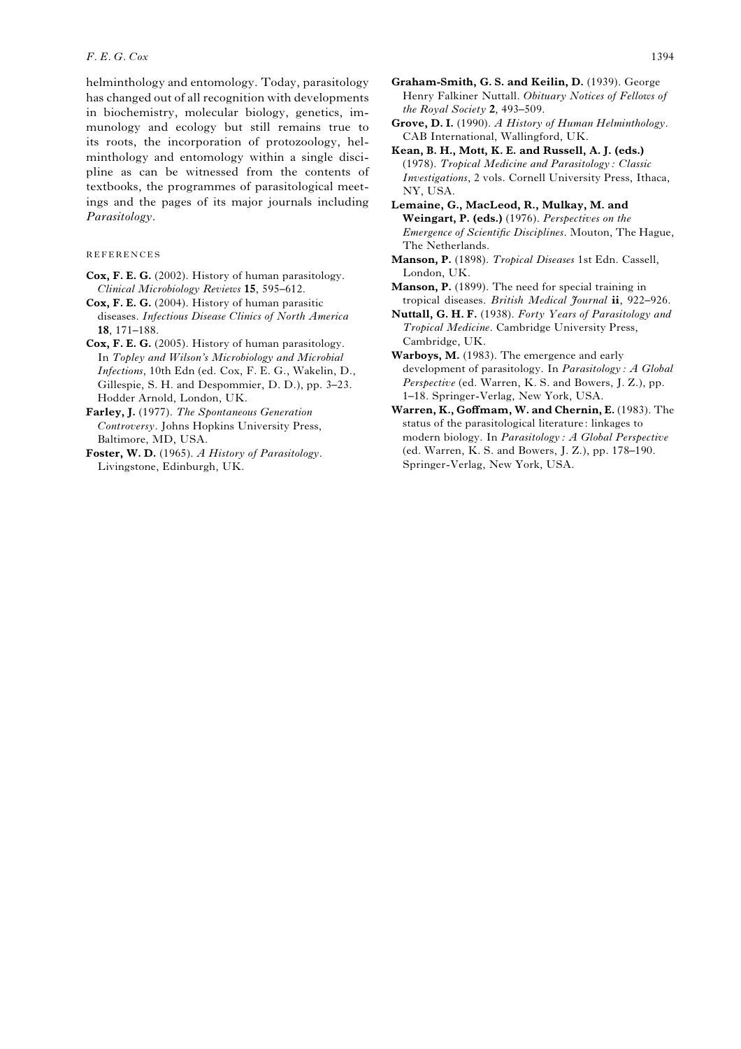helminthology and entomology. Today, parasitology has changed out of all recognition with developments in biochemistry, molecular biology, genetics, immunology and ecology but still remains true to its roots, the incorporation of protozoology, helminthology and entomology within a single discipline as can be witnessed from the contents of textbooks, the programmes of parasitological meetings and the pages of its major journals including *Parasitology*.

## REFERENCES

**Cox, F. E. G.** (2002). History of human parasitology. *Clinical Microbiology Reviews* **15**, 595–612.

**Cox, F. E. G.** (2004). History of human parasitic diseases. *Infectious Disease Clinics of North America* **18**, 171–188.

**Cox, F. E. G.** (2005). History of human parasitology. In *Topley and Wilson's Microbiology and Microbial Infections*, 10th Edn (ed. Cox, F. E. G., Wakelin, D., Gillespie, S. H. and Despommier, D. D.), pp. 3–23. Hodder Arnold, London, UK.

**Farley, J.** (1977). *The Spontaneous Generation Controversy*. Johns Hopkins University Press, Baltimore, MD, USA.

**Foster, W. D.** (1965). *A History of Parasitology*. Livingstone, Edinburgh, UK.

**Graham-Smith, G. S. and Keilin, D.** (1939). George Henry Falkiner Nuttall. *Obituary Notices of Fellows of the Royal Society* **2**, 493–509.

**Grove, D. I.** (1990). *A History of Human Helminthology*. CAB International, Wallingford, UK.

**Kean, B. H., Mott, K. E. and Russell, A. J. (eds.)** (1978). *Tropical Medicine and Parasitology: Classic Investigations*, 2 vols. Cornell University Press, Ithaca, NY, USA.

**Lemaine, G., MacLeod, R., Mulkay, M. and Weingart, P. (eds.)** (1976). *Perspectives on the Emergence of Scientific Disciplines*. Mouton, The Hague, The Netherlands.

**Manson, P.** (1898). *Tropical Diseases* 1st Edn. Cassell, London, UK.

**Manson, P.** (1899). The need for special training in tropical diseases. *British Medical Journal* **ii**, 922–926.

**Nuttall, G. H. F.** (1938). *Forty Years of Parasitology and Tropical Medicine*. Cambridge University Press, Cambridge, UK.

**Warboys, M.** (1983). The emergence and early development of parasitology. In *Parasitology: A Global Perspective* (ed. Warren, K. S. and Bowers, J. Z.), pp. 1–18. Springer-Verlag, New York, USA.

**Warren, K., Goffmam, W. and Chernin, E.** (1983). The status of the parasitological literature: linkages to modern biology. In *Parasitology: A Global Perspective* (ed. Warren, K. S. and Bowers, J. Z.), pp. 178–190. Springer-Verlag, New York, USA.